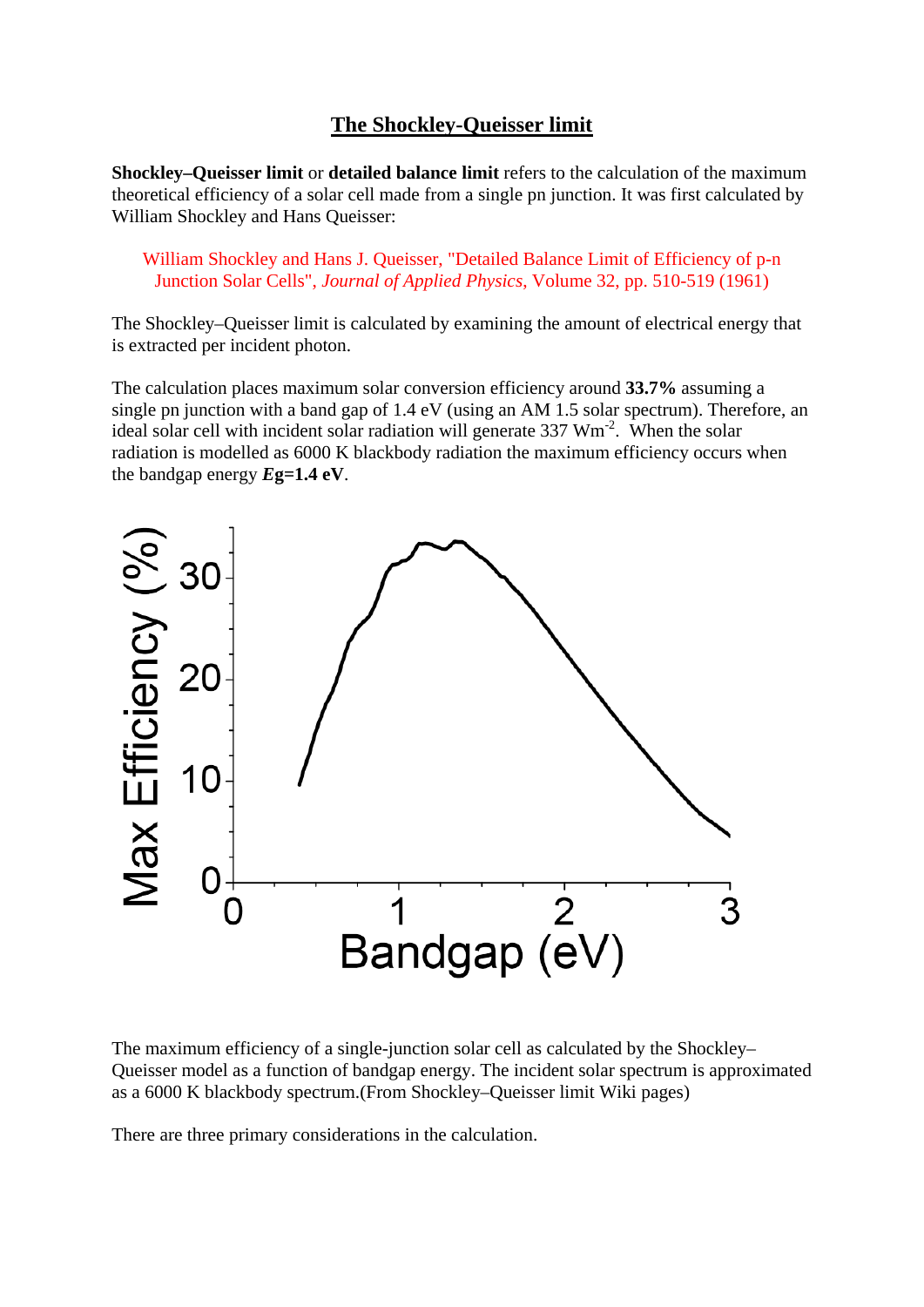# The Shockley-Queisser limit

**Shockley–Queisser limit** or **detailed balance limit** refers to the calculation of the maximum theoretical efficiency of a solar cell made from a single pn junction. It was first calculated by William Shockley and Hans Queisser:

William Shockley and Hans J. Queisser, "Detailed Balance Limit of Efficiency of p-n Junction Solar Cells", *Journal of Applied Physics*, Volume 32, pp. 510-519 (1961)

The Shockley–Queisser limit is calculated by examining the amount of electrical energy that is extracted per incident photon.

The calculation places maximum solar conversion efficiency around **33.7%** assuming a single pn junction with a band gap of 1.4 eV (using an AM 1.5 solar spectrum). Therefore, an ideal solar cell with incident solar radiation will generate 337 $Wm^{-2}$. When the solar radiation is modelled as 6000 K blackbody radiation the maximum efficiency occurs when the bandgap energy ***E*g=1.4 eV**.

The maximum efficiency of a single-junction solar cell as calculated by the Shockley–Queisser model as a function of bandgap energy. The incident solar spectrum is approximated as a 6000 K blackbody spectrum.(From Shockley–Queisser limit Wiki pages)

There are three primary considerations in the calculation.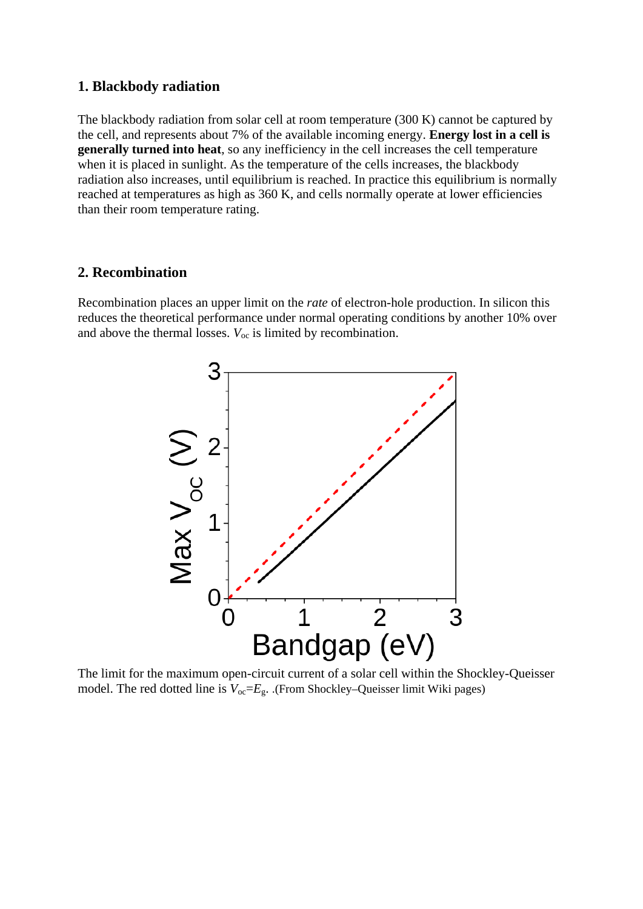## 1. Blackbody radiation

The blackbody radiation from solar cell at room temperature (300 K) cannot be captured by the cell, and represents about 7% of the available incoming energy. **Energy lost in a cell is generally turned into heat**, so any inefficiency in the cell increases the cell temperature when it is placed in sunlight. As the temperature of the cells increases, the blackbody radiation also increases, until equilibrium is reached. In practice this equilibrium is normally reached at temperatures as high as 360 K, and cells normally operate at lower efficiencies than their room temperature rating.

## 2. Recombination

Recombination places an upper limit on the *rate* of electron-hole production. In silicon this reduces the theoretical performance under normal operating conditions by another 10% over and above the thermal losses. $V_{oc}$ is limited by recombination.

The limit for the maximum open-circuit current of a solar cell within the Shockley-Queisser model. The red dotted line is $V_{oc}=E_g$. .(From Shockley–Queisser limit Wiki pages)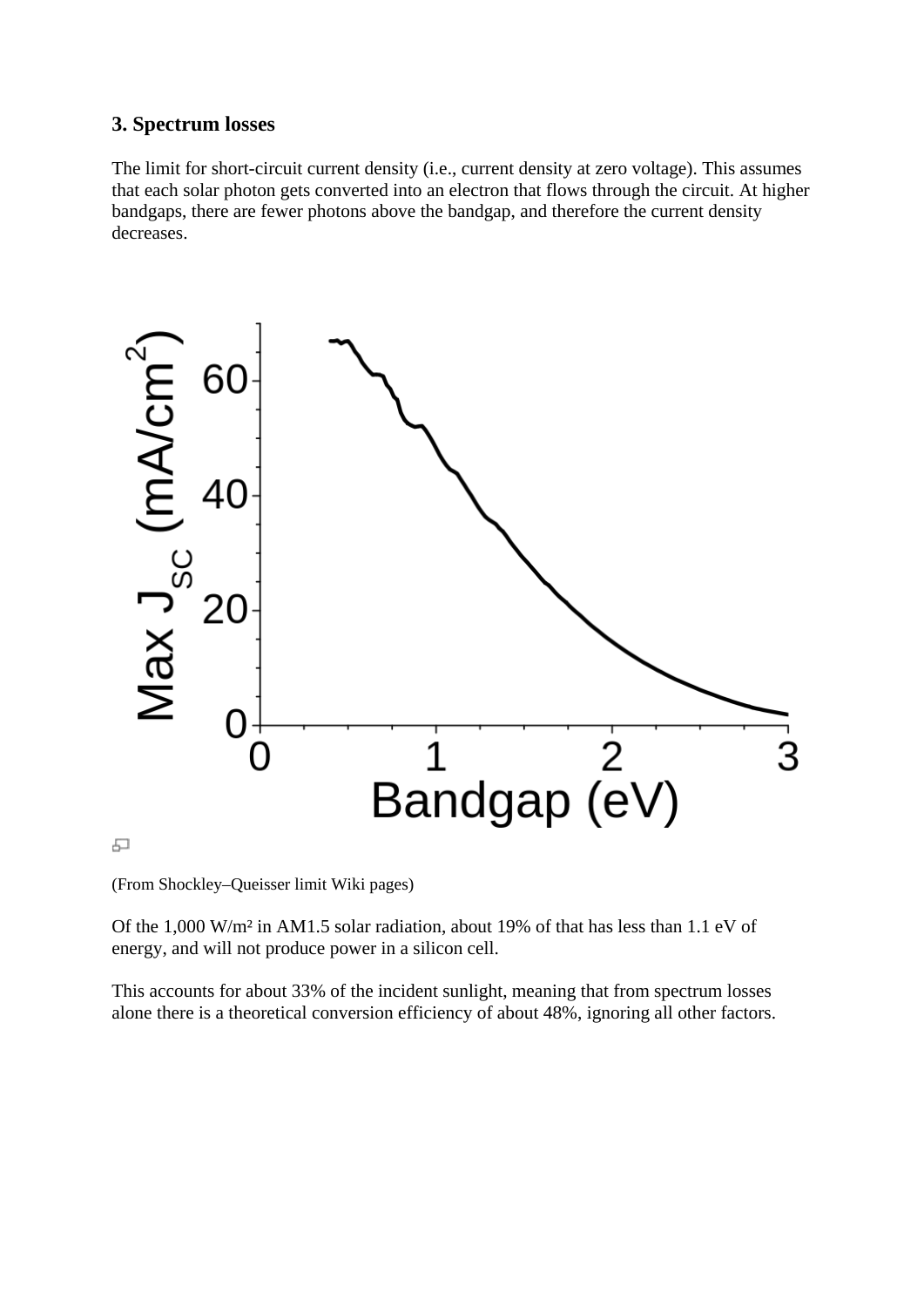### 3. Spectrum losses

The limit for short-circuit current density (i.e., current density at zero voltage). This assumes that each solar photon gets converted into an electron that flows through the circuit. At higher bandgaps, there are fewer photons above the bandgap, and therefore the current density decreases.

(From Shockley–Queisser limit Wiki pages)

Of the 1,000 W/m² in AM1.5 solar radiation, about 19% of that has less than 1.1 eV of energy, and will not produce power in a silicon cell.

This accounts for about 33% of the incident sunlight, meaning that from spectrum losses alone there is a theoretical conversion efficiency of about 48%, ignoring all other factors.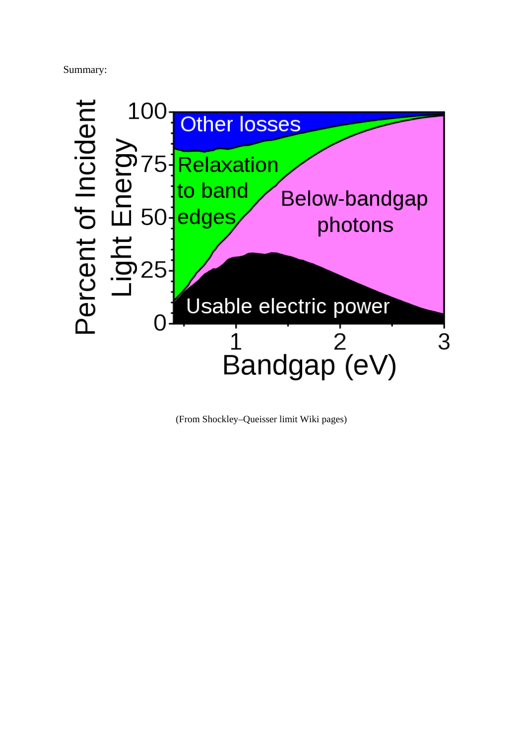Summary:

(From Shockley–Queisser limit Wiki pages)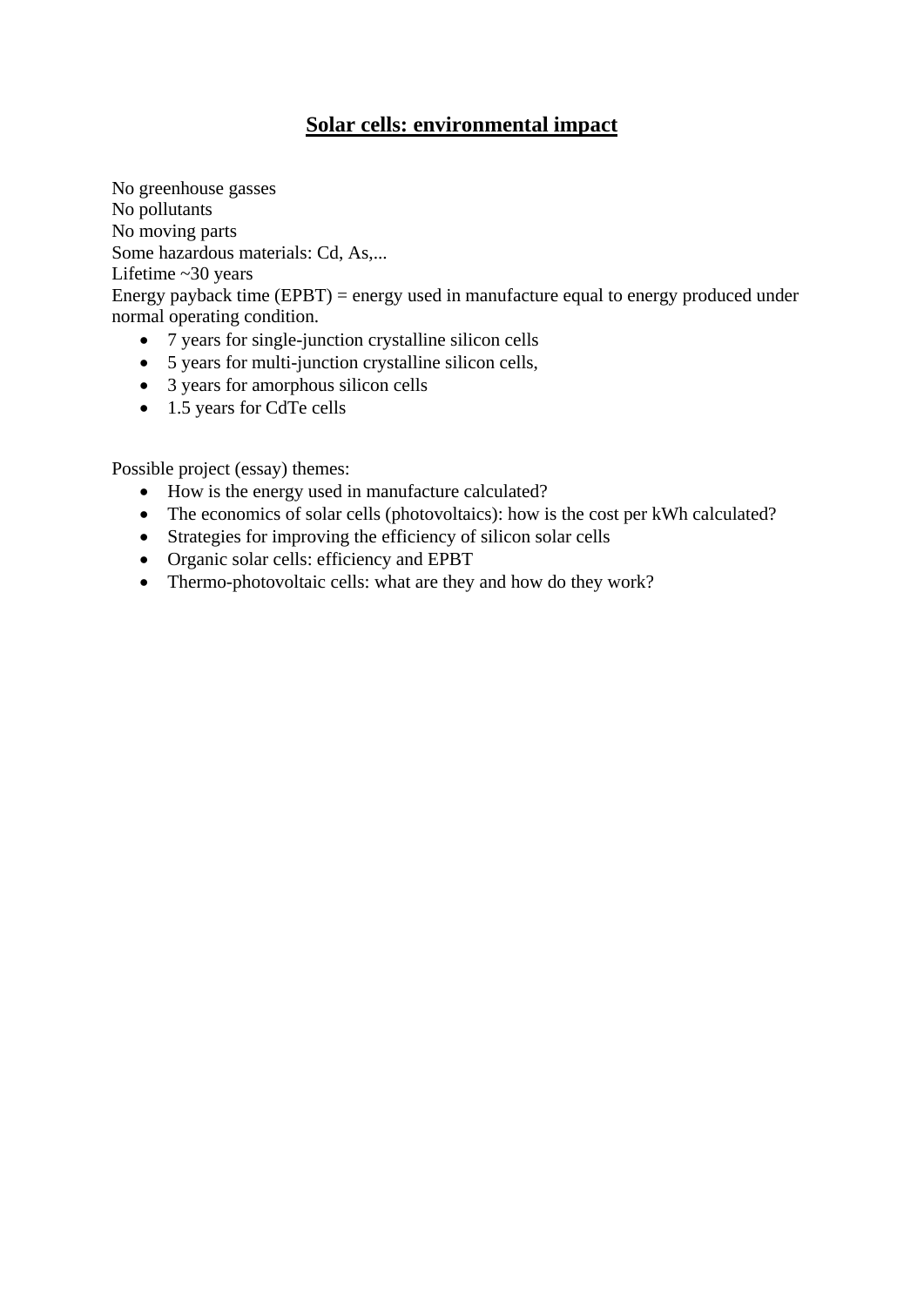# Solar cells: environmental impact

No greenhouse gasses
No pollutants
No moving parts
Some hazardous materials: Cd, As,...
Lifetime ~30 years
Energy payback time (EPBT) = energy used in manufacture equal to energy produced under normal operating condition.

- 7 years for single-junction crystalline silicon cells
- 5 years for multi-junction crystalline silicon cells,
- 3 years for amorphous silicon cells
- 1.5 years for CdTe cells

Possible project (essay) themes:

- How is the energy used in manufacture calculated?
- The economics of solar cells (photovoltaics): how is the cost per kWh calculated?
- Strategies for improving the efficiency of silicon solar cells
- Organic solar cells: efficiency and EPBT
- Thermo-photovoltaic cells: what are they and how do they work?